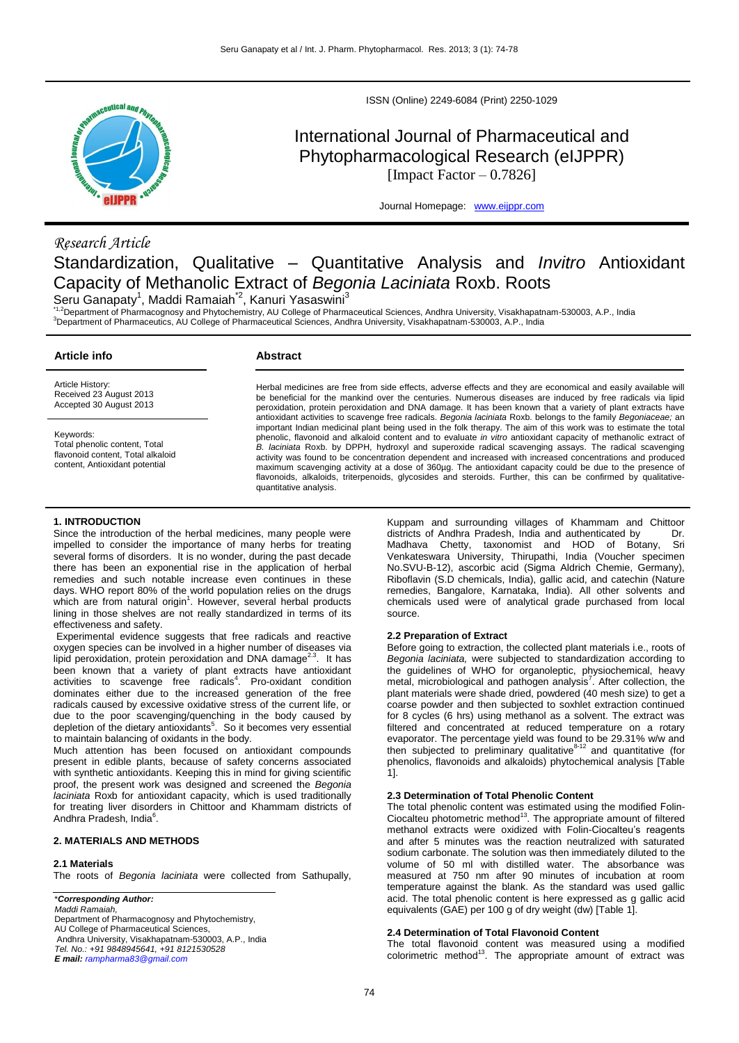ISSN (Online) 2249-6084 (Print) 2250-1029

# International Journal of Pharmaceutical and Phytopharmacological Research (eIJPPR)

[Impact Factor – 0.7826]

Journal Homepage: www.eijppr.com

*Research Article*

## Standardization, Qualitative – Quantitative Analysis and *Invitro* Antioxidant Capacity of Methanolic Extract of *Begonia Laciniata* Roxb. Roots

Seru Ganapaty[1], Maddi Ramaiah[*2], Kanuri Yasaswini[3]

[*1,2]Department of Pharmacognosy and Phytochemistry, AU College of Pharmaceutical Sciences, Andhra University, Visakhapatnam-530003, A.P., India
[3]Department of Pharmaceutics, AU College of Pharmaceutical Sciences, Andhra University, Visakhapatnam-530003, A.P., India

### Article info

Article History:
Received 23 August 2013
Accepted 30 August 2013

Keywords:
Total phenolic content, Total flavonoid content, Total alkaloid content, Antioxidant potential

### Abstract

Herbal medicines are free from side effects, adverse effects and they are economical and easily available will be beneficial for the mankind over the centuries. Numerous diseases are induced by free radicals via lipid peroxidation, protein peroxidation and DNA damage. It has been known that a variety of plant extracts have antioxidant activities to scavenge free radicals. *Begonia laciniata* Roxb. belongs to the family *Begoniaceae;* an important Indian medicinal plant being used in the folk therapy. The aim of this work was to estimate the total phenolic, flavonoid and alkaloid content and to evaluate *in vitro* antioxidant capacity of methanolic extract of *B. laciniata* Roxb. by DPPH, hydroxyl and superoxide radical scavenging assays. The radical scavenging activity was found to be concentration dependent and increased with increased concentrations and produced maximum scavenging activity at a dose of 360µg. The antioxidant capacity could be due to the presence of flavonoids, alkaloids, triterpenoids, glycosides and steroids. Further, this can be confirmed by qualitative-quantitative analysis.

### 1. INTRODUCTION

Since the introduction of the herbal medicines, many people were impelled to consider the importance of many herbs for treating several forms of disorders. It is no wonder, during the past decade there has been an exponential rise in the application of herbal remedies and such notable increase even continues in these days. WHO report 80% of the world population relies on the drugs which are from natural origin[1]. However, several herbal products lining in those shelves are not really standardized in terms of its effectiveness and safety.

Experimental evidence suggests that free radicals and reactive oxygen species can be involved in a higher number of diseases via lipid peroxidation, protein peroxidation and DNA damage[2,3]. It has been known that a variety of plant extracts have antioxidant activities to scavenge free radicals[4]. Pro-oxidant condition dominates either due to the increased generation of the free radicals caused by excessive oxidative stress of the current life, or due to the poor scavenging/quenching in the body caused by depletion of the dietary antioxidants[5]. So it becomes very essential to maintain balancing of oxidants in the body.

Much attention has been focused on antioxidant compounds present in edible plants, because of safety concerns associated with synthetic antioxidants. Keeping this in mind for giving scientific proof, the present work was designed and screened the *Begonia laciniata* Roxb for antioxidant capacity, which is used traditionally for treating liver disorders in Chittoor and Khammam districts of Andhra Pradesh, India[6].

### 2. MATERIALS AND METHODS

#### 2.1 Materials

The roots of *Begonia laciniata* were collected from Sathupally, Kuppam and surrounding villages of Khammam and Chittoor districts of Andhra Pradesh, India and authenticated by Dr. Madhava Chetty, taxonomist and HOD of Botany, Sri Venkateswara University, Thirupathi, India (Voucher specimen No.SVU-B-12), ascorbic acid (Sigma Aldrich Chemie, Germany), Riboflavin (S.D chemicals, India), gallic acid, and catechin (Nature remedies, Bangalore, Karnataka, India). All other solvents and chemicals used were of analytical grade purchased from local source.

#### 2.2 Preparation of Extract

Before going to extraction, the collected plant materials i.e., roots of *Begonia laciniata,* were subjected to standardization according to the guidelines of WHO for organoleptic, physiochemical, heavy metal, microbiological and pathogen analysis[7]. After collection, the plant materials were shade dried, powdered (40 mesh size) to get a coarse powder and then subjected to soxhlet extraction continued for 8 cycles (6 hrs) using methanol as a solvent. The extract was filtered and concentrated at reduced temperature on a rotary evaporator. The percentage yield was found to be 29.31% w/w and then subjected to preliminary qualitative[8-12] and quantitative (for phenolics, flavonoids and alkaloids) phytochemical analysis [Table 1].

#### 2.3 Determination of Total Phenolic Content

The total phenolic content was estimated using the modified Folin-Ciocalteu photometric method[13]. The appropriate amount of filtered methanol extracts were oxidized with Folin-Ciocalteu's reagents and after 5 minutes was the reaction neutralized with saturated sodium carbonate. The solution was then immediately diluted to the volume of 50 ml with distilled water. The absorbance was measured at 750 nm after 90 minutes of incubation at room temperature against the blank. As the standard was used gallic acid. The total phenolic content is here expressed as g gallic acid equivalents (GAE) per 100 g of dry weight (dw) [Table 1].

#### 2.4 Determination of Total Flavonoid Content

The total flavonoid content was measured using a modified colorimetric method[13]. The appropriate amount of extract was

*\*Corresponding Author:*
*Maddi Ramaiah,*
Department of Pharmacognosy and Phytochemistry,
AU College of Pharmaceutical Sciences,
Andhra University, Visakhapatnam-530003, A.P., India
*Tel. No.: +91 9848945641, +91 8121530528*
***E mail:*** *rampharma83@gmail.com*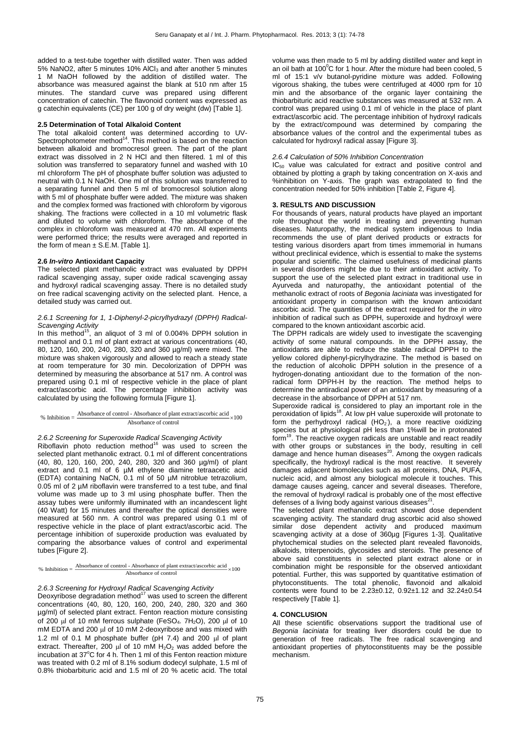added to a test-tube together with distilled water. Then was added 5% $NaNO_2$, after 5 minutes 10% $AlCl_3$ and after another 5 minutes 1 M NaOH followed by the addition of distilled water. The absorbance was measured against the blank at 510 nm after 15 minutes. The standard curve was prepared using different concentration of catechin. The flavonoid content was expressed as g catechin equivalents (CE) per 100 g of dry weight (dw) [Table 1].

### 2.5 Determination of Total Alkaloid Content

The total alkaloid content was determined according to UV-Spectrophotometer method[14]. This method is based on the reaction between alkaloid and bromocresol green. The part of the plant extract was dissolved in 2 N HCl and then filtered. 1 ml of this solution was transferred to separatory funnel and washed with 10 ml chloroform The pH of phosphate buffer solution was adjusted to neutral with 0.1 N NaOH. One ml of this solution was transferred to a separating funnel and then 5 ml of bromocresol solution along with 5 ml of phosphate buffer were added. The mixture was shaken and the complex formed was fractioned with chloroform by vigorous shaking. The fractions were collected in a 10 ml volumetric flask and diluted to volume with chloroform. The absorbance of the complex in chloroform was measured at 470 nm. All experiments were performed thrice; the results were averaged and reported in the form of mean ± S.E.M. [Table 1].

### 2.6 *In-vitro* Antioxidant Capacity

The selected plant methanolic extract was evaluated by DPPH radical scavenging assay, super oxide radical scavenging assay and hydroxyl radical scavenging assay. There is no detailed study on free radical scavenging activity on the selected plant. Hence, a detailed study was carried out.

#### *2.6.1 Screening for 1, 1-Diphenyl-2-picrylhydrazyl (DPPH) Radical-Scavenging Activity*

In this method[15], an aliquot of 3 ml of 0.004% DPPH solution in methanol and 0.1 ml of plant extract at various concentrations (40, 80, 120, 160, 200, 240, 280, 320 and 360 µg/ml) were mixed. The mixture was shaken vigorously and allowed to reach a steady state at room temperature for 30 min. Decolorization of DPPH was determined by measuring the absorbance at 517 nm. A control was prepared using 0.1 ml of respective vehicle in the place of plant extract/ascorbic acid. The percentage inhibition activity was calculated by using the following formula [Figure 1].

$$\% \text{ Inhibition} = \frac{\text{Absorbance of control - Absorbance of plant extract/ascorbic acid}}{\text{Absorbance of control}} \times 100$$

#### *2.6.2 Screening for Superoxide Radical Scavenging Activity*

Riboflavin photo reduction method[16] was used to screen the selected plant methanolic extract. 0.1 ml of different concentrations (40, 80, 120, 160, 200, 240, 280, 320 and 360 µg/ml) of plant extract and 0.1 ml of 6 µM ethylene diamine tetraacetic acid (EDTA) containing NaCN, 0.1 ml of 50 µM nitroblue tetrazolium, 0.05 ml of 2 µM riboflavin were transferred to a test tube, and final volume was made up to 3 ml using phosphate buffer. Then the assay tubes were uniformly illuminated with an incandescent light (40 Watt) for 15 minutes and thereafter the optical densities were measured at 560 nm. A control was prepared using 0.1 ml of respective vehicle in the place of plant extract/ascorbic acid. The percentage inhibition of superoxide production was evaluated by comparing the absorbance values of control and experimental tubes [Figure 2].

$$\% \text{ Inhibition} = \frac{\text{Absorbance of control - Absorbance of plant extract/ascorbic acid}}{\text{Absorbance of control}} \times 100$$

#### *2.6.3 Screening for Hydroxyl Radical Scavenging Activity*

Deoxyribose degradation method[17] was used to screen the different concentrations (40, 80, 120, 160, 200, 240, 280, 320 and 360 µg/ml) of selected plant extract. Fenton reaction mixture consisting of 200 µl of 10 mM ferrous sulphate ($FeSO_4 \cdot 7H_2O$), 200 µl of 10 mM EDTA and 200 µl of 10 mM 2-deoxyribose and was mixed with 1.2 ml of 0.1 M phosphate buffer (pH 7.4) and 200 µl of plant extract. Thereafter, 200 µl of 10 mM $H_2O_2$ was added before the incubation at 37°C for 4 h. Then 1 ml of this Fenton reaction mixture was treated with 0.2 ml of 8.1% sodium dodecyl sulphate, 1.5 ml of 0.8% thiobarbituric acid and 1.5 ml of 20 % acetic acid. The total volume was then made to 5 ml by adding distilled water and kept in an oil bath at 100°C for 1 hour. After the mixture had been cooled, 5 ml of 15:1 v/v butanol-pyridine mixture was added. Following vigorous shaking, the tubes were centrifuged at 4000 rpm for 10 min and the absorbance of the organic layer containing the thiobarbituric acid reactive substances was measured at 532 nm. A control was prepared using 0.1 ml of vehicle in the place of plant extract/ascorbic acid. The percentage inhibition of hydroxyl radicals by the extract/compound was determined by comparing the absorbance values of the control and the experimental tubes as calculated for hydroxyl radical assay [Figure 3].

#### *2.6.4 Calculation of 50% Inhibition Concentration*

$IC_{50}$ value was calculated for extract and positive control and obtained by plotting a graph by taking concentration on X-axis and %inhibition on Y-axis. The graph was extrapolated to find the concentration needed for 50% inhibition [Table 2, Figure 4].

## 3. RESULTS AND DISCUSSION

For thousands of years, natural products have played an important role throughout the world in treating and preventing human diseases. Naturopathy, the medical system indigenous to India recommends the use of plant derived products or extracts for testing various disorders apart from times immemorial in humans without preclinical evidence, which is essential to make the systems popular and scientific. The claimed usefulness of medicinal plants in several disorders might be due to their antioxidant activity. To support the use of the selected plant extract in traditional use in Ayurveda and naturopathy, the antioxidant potential of the methanolic extract of roots of *Begonia laciniata* was investigated for antioxidant property in comparison with the known antioxidant ascorbic acid. The quantities of the extract required for the *in vitro* inhibition of radical such as DPPH, superoxide and hydroxyl were compared to the known antioxidant ascorbic acid.

The DPPH radicals are widely used to investigate the scavenging activity of some natural compounds. In the DPPH assay, the antioxidants are able to reduce the stable radical DPPH to the yellow colored diphenyl-picrylhydrazine. The method is based on the reduction of alcoholic DPPH solution in the presence of a hydrogen-donating antioxidant due to the formation of the non-radical form DPPH-H by the reaction. The method helps to determine the antiradical power of an antioxidant by measuring of a decrease in the absorbance of DPPH at 517 nm.

Superoxide radical is considered to play an important role in the peroxidation of lipids[18]. At low pH value superoxide will protonate to form the perhydroxyl radical ($HO_2^{\cdot}$), a more reactive oxidizing species but at physiological pH less than 1%will be in protonated form[19]. The reactive oxygen radicals are unstable and react readily with other groups or substances in the body, resulting in cell damage and hence human diseases[20]. Among the oxygen radicals specifically, the hydroxyl radical is the most reactive. It severely damages adjacent biomolecules such as all proteins, DNA, PUFA, nucleic acid, and almost any biological molecule it touches. This damage causes ageing, cancer and several diseases. Therefore, the removal of hydroxyl radical is probably one of the most effective defenses of a living body against various diseases[21].

The selected plant methanolic extract showed dose dependent scavenging activity. The standard drug ascorbic acid also showed similar dose dependent activity and produced maximum scavenging activity at a dose of 360µg [Figures 1-3]. Qualitative phytochemical studies on the selected plant revealed flavonoids, alkaloids, triterpenoids, glycosides and steroids. The presence of above said constituents in selected plant extract alone or in combination might be responsible for the observed antioxidant potential. Further, this was supported by quantitative estimation of phytoconstituents. The total phenolic, flavonoid and alkaloid contents were found to be 2.23±0.12, 0.92±1.12 and 32.24±0.54 respectively [Table 1].

## 4. CONCLUSION

All these scientific observations support the traditional use of *Begonia laciniata* for treating liver disorders could be due to generation of free radicals. The free radical scavenging and antioxidant properties of phytoconstituents may be the possible mechanism.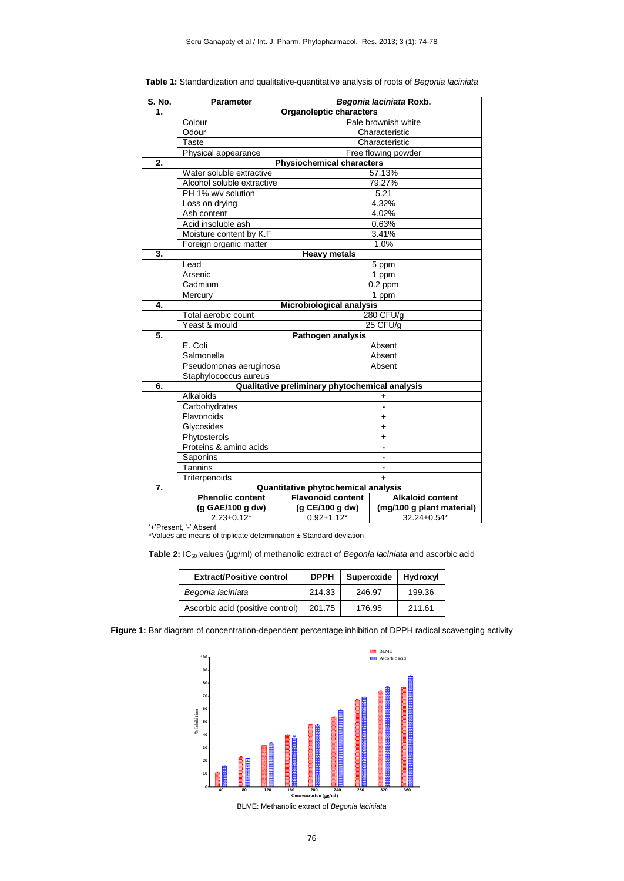**Table 1:** Standardization and qualitative-quantitative analysis of roots of *Begonia laciniata*

| S. No. | Parameter | *Begonia laciniata* Roxb. | |
|---|---|---|---|
| **1.** | **Organoleptic characters** | | |
| | Colour | Pale brownish white | |
| | Odour | Characteristic | |
| | Taste | Characteristic | |
| | Physical appearance | Free flowing powder | |
| **2.** | **Physiochemical characters** | | |
| | Water soluble extractive | 57.13% | |
| | Alcohol soluble extractive | 79.27% | |
| | PH 1% w/v solution | 5.21 | |
| | Loss on drying | 4.32% | |
| | Ash content | 4.02% | |
| | Acid insoluble ash | 0.63% | |
| | Moisture content by K.F | 3.41% | |
| | Foreign organic matter | 1.0% | |
| **3.** | **Heavy metals** | | |
| | Lead | 5 ppm | |
| | Arsenic | 1 ppm | |
| | Cadmium | 0.2 ppm | |
| | Mercury | 1 ppm | |
| **4.** | **Microbiological analysis** | | |
| | Total aerobic count | 280 CFU/g | |
| | Yeast & mould | 25 CFU/g | |
| **5.** | **Pathogen analysis** | | |
| | E. Coli | Absent | |
| | Salmonella | Absent | |
| | Pseudomonas aeruginosa | Absent | |
| | Staphylococcus aureus | | |
| **6.** | **Qualitative preliminary phytochemical analysis** | | |
| | Alkaloids | + | |
| | Carbohydrates | - | |
| | Flavonoids | + | |
| | Glycosides | + | |
| | Phytosterols | + | |
| | Proteins & amino acids | - | |
| | Saponins | - | |
| | Tannins | - | |
| | Triterpenoids | + | |
| **7.** | **Quantitative phytochemical analysis** | | |
| | **Phenolic content (g GAE/100 g dw)** | **Flavonoid content (g CE/100 g dw)** | **Alkaloid content (mg/100 g plant material)** |
| | 2.23±0.12* | 0.92±1.12* | 32.24±0.54* |

'+'Present, '-' Absent

*Values are means of triplicate determination ± Standard deviation

**Table 2:** $IC_{50}$ values (µg/ml) of methanolic extract of *Begonia laciniata* and ascorbic acid

| Extract/Positive control | DPPH | Superoxide | Hydroxyl |
|---|---|---|---|
| *Begonia laciniata* | 214.33 | 246.97 | 199.36 |
| Ascorbic acid (positive control) | 201.75 | 176.95 | 211.61 |

**Figure 1:** Bar diagram of concentration-dependent percentage inhibition of DPPH radical scavenging activity

BLME: Methanolic extract of *Begonia laciniata*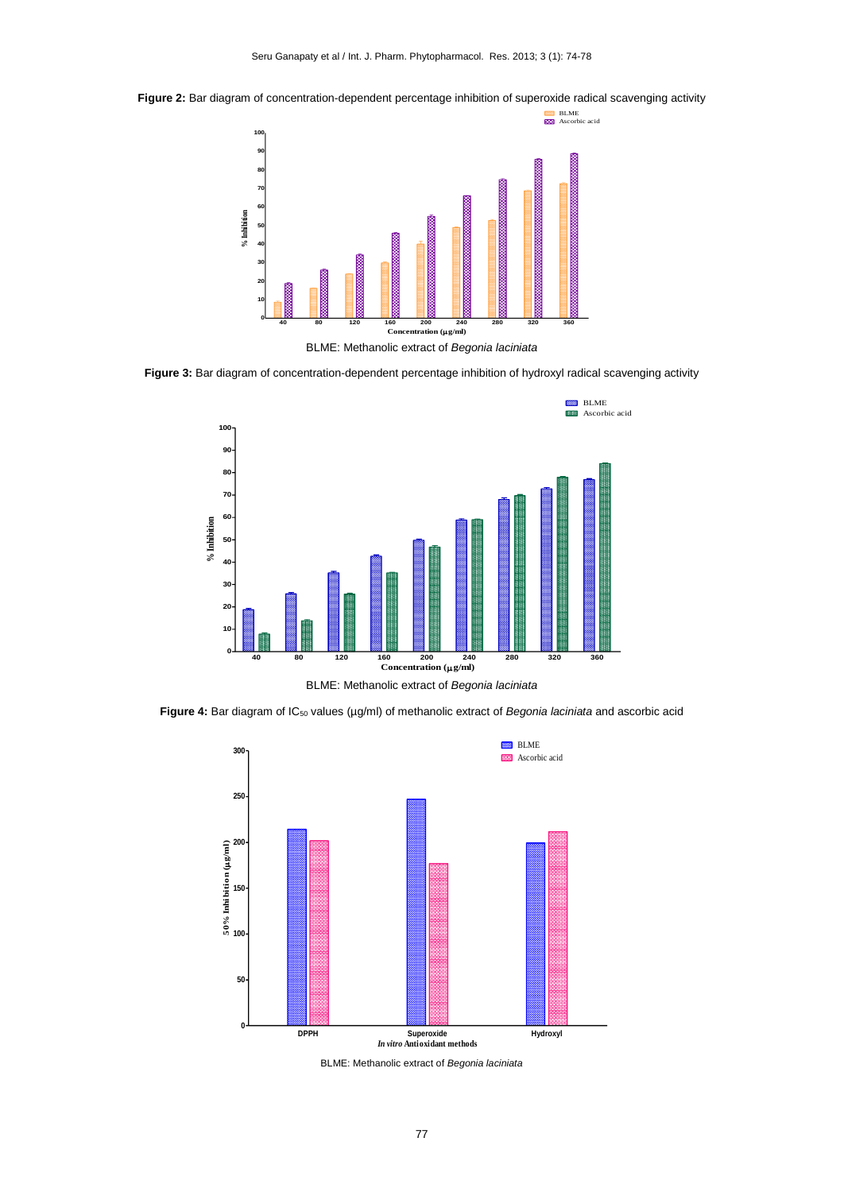**Figure 2:** Bar diagram of concentration-dependent percentage inhibition of superoxide radical scavenging activity

BLME: Methanolic extract of *Begonia laciniata*

**Figure 3:** Bar diagram of concentration-dependent percentage inhibition of hydroxyl radical scavenging activity

BLME: Methanolic extract of *Begonia laciniata*

**Figure 4:** Bar diagram of $IC_{50}$ values (µg/ml) of methanolic extract of *Begonia laciniata* and ascorbic acid

BLME: Methanolic extract of *Begonia laciniata*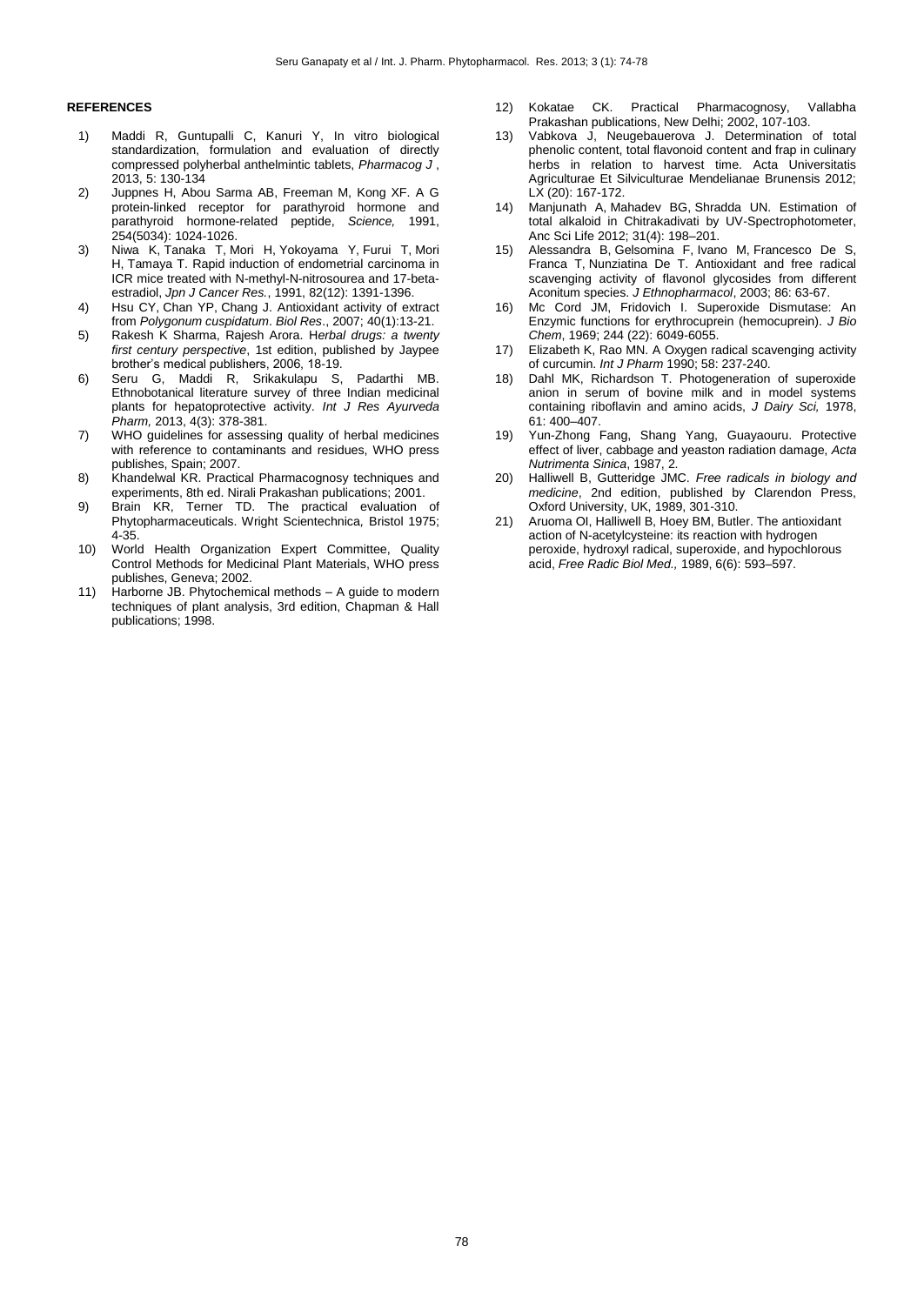## REFERENCES

1) Maddi R, Guntupalli C, Kanuri Y, In vitro biological standardization, formulation and evaluation of directly compressed polyherbal anthelmintic tablets, *Pharmacog J* , 2013, 5: 130-134
2) Juppnes H, Abou Sarma AB, Freeman M, Kong XF. A G protein-linked receptor for parathyroid hormone and parathyroid hormone-related peptide, *Science,* 1991, 254(5034): 1024-1026.
3) Niwa K, Tanaka T, Mori H, Yokoyama Y, Furui T, Mori H, Tamaya T. Rapid induction of endometrial carcinoma in ICR mice treated with N-methyl-N-nitrosourea and 17-beta-estradiol, *Jpn J Cancer Res.*, 1991, 82(12): 1391-1396.
4) Hsu CY, Chan YP, Chang J. Antioxidant activity of extract from *Polygonum cuspidatum*. *Biol Res*., 2007; 40(1):13-21.
5) Rakesh K Sharma, Rajesh Arora. H*erbal drugs: a twenty first century perspective*, 1st edition, published by Jaypee brother's medical publishers, 2006, 18-19.
6) Seru G, Maddi R, Srikakulapu S, Padarthi MB. Ethnobotanical literature survey of three Indian medicinal plants for hepatoprotective activity. *Int J Res Ayurveda Pharm,* 2013, 4(3): 378-381.
7) WHO guidelines for assessing quality of herbal medicines with reference to contaminants and residues, WHO press publishes, Spain; 2007.
8) Khandelwal KR. Practical Pharmacognosy techniques and experiments, 8th ed. Nirali Prakashan publications; 2001.
9) Brain KR, Terner TD. The practical evaluation of Phytopharmaceuticals. Wright Scientechnica, Bristol 1975; 4-35.
10) World Health Organization Expert Committee, Quality Control Methods for Medicinal Plant Materials, WHO press publishes, Geneva; 2002.
11) Harborne JB. Phytochemical methods – A guide to modern techniques of plant analysis, 3rd edition, Chapman & Hall publications; 1998.
12) Kokatae CK. Practical Pharmacognosy, Vallabha Prakashan publications, New Delhi; 2002, 107-103.
13) Vabkova J, Neugebauerova J. Determination of total phenolic content, total flavonoid content and frap in culinary herbs in relation to harvest time. Acta Universitatis Agriculturae Et Silviculturae Mendelianae Brunensis 2012; LX (20): 167-172.
14) Manjunath A, Mahadev BG, Shradda UN. Estimation of total alkaloid in Chitrakadivati by UV-Spectrophotometer, Anc Sci Life 2012; 31(4): 198–201.
15) Alessandra B, Gelsomina F, Ivano M, Francesco De S, Franca T, Nunziatina De T. Antioxidant and free radical scavenging activity of flavonol glycosides from different Aconitum species. *J Ethnopharmacol*, 2003; 86: 63-67.
16) Mc Cord JM, Fridovich I. Superoxide Dismutase: An Enzymic functions for erythrocuprein (hemocuprein). *J Bio Chem*, 1969; 244 (22): 6049-6055.
17) Elizabeth K, Rao MN. A Oxygen radical scavenging activity of curcumin. *Int J Pharm* 1990; 58: 237-240.
18) Dahl MK, Richardson T. Photogeneration of superoxide anion in serum of bovine milk and in model systems containing riboflavin and amino acids, *J Dairy Sci,* 1978, 61: 400–407.
19) Yun-Zhong Fang, Shang Yang, Guayaouru. Protective effect of liver, cabbage and yeaston radiation damage, *Acta Nutrimenta Sinica*, 1987, 2.
20) Halliwell B, Gutteridge JMC. *Free radicals in biology and medicine*, 2nd edition, published by Clarendon Press, Oxford University, UK, 1989, 301-310.
21) Aruoma OI, Halliwell B, Hoey BM, Butler. The antioxidant action of N-acetylcysteine: its reaction with hydrogen peroxide, hydroxyl radical, superoxide, and hypochlorous acid, *Free Radic Biol Med.,* 1989, 6(6): 593–597.